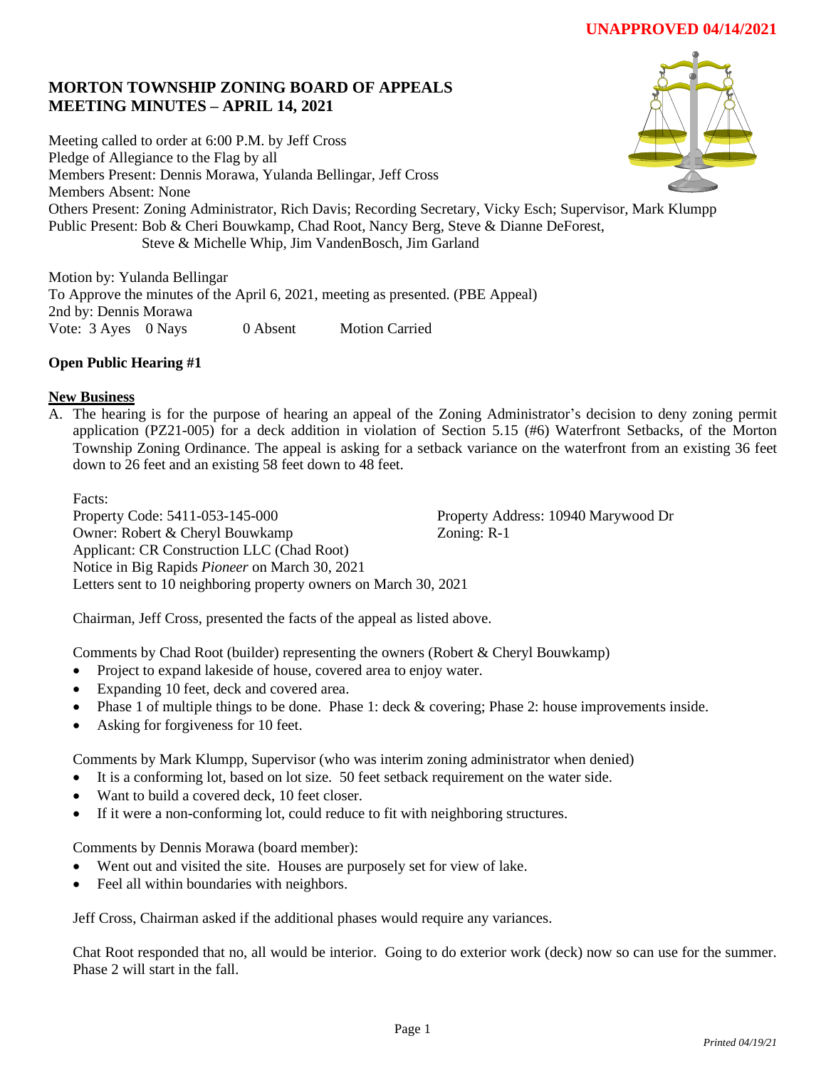**UNAPPROVED 04/14/2021**

# MORTON TOWNSHIP ZONING BOARD OF APPEALS
# MEETING MINUTES – APRIL 14, 2021

Meeting called to order at 6:00 P.M. by Jeff Cross
Pledge of Allegiance to the Flag by all
Members Present: Dennis Morawa, Yulanda Bellingar, Jeff Cross
Members Absent: None
Others Present: Zoning Administrator, Rich Davis; Recording Secretary, Vicky Esch; Supervisor, Mark Klumpp
Public Present: Bob & Cheri Bouwkamp, Chad Root, Nancy Berg, Steve & Dianne DeForest,
Steve & Michelle Whip, Jim VandenBosch, Jim Garland

Motion by: Yulanda Bellingar
To Approve the minutes of the April 6, 2021, meeting as presented. (PBE Appeal)
2nd by: Dennis Morawa
Vote: 3 Ayes 0 Nays 0 Absent Motion Carried

**Open Public Hearing #1**

**New Business**

A. The hearing is for the purpose of hearing an appeal of the Zoning Administrator's decision to deny zoning permit application (PZ21-005) for a deck addition in violation of Section 5.15 (#6) Waterfront Setbacks, of the Morton Township Zoning Ordinance. The appeal is asking for a setback variance on the waterfront from an existing 36 feet down to 26 feet and an existing 58 feet down to 48 feet.

Facts:
Property Code: 5411-053-145-000
Property Address: 10940 Marywood Dr
Owner: Robert & Cheryl Bouwkamp
Zoning: R-1
Applicant: CR Construction LLC (Chad Root)
Notice in Big Rapids *Pioneer* on March 30, 2021
Letters sent to 10 neighboring property owners on March 30, 2021

Chairman, Jeff Cross, presented the facts of the appeal as listed above.

Comments by Chad Root (builder) representing the owners (Robert & Cheryl Bouwkamp)

- Project to expand lakeside of house, covered area to enjoy water.
- Expanding 10 feet, deck and covered area.
- Phase 1 of multiple things to be done. Phase 1: deck & covering; Phase 2: house improvements inside.
- Asking for forgiveness for 10 feet.

Comments by Mark Klumpp, Supervisor (who was interim zoning administrator when denied)

- It is a conforming lot, based on lot size. 50 feet setback requirement on the water side.
- Want to build a covered deck, 10 feet closer.
- If it were a non-conforming lot, could reduce to fit with neighboring structures.

Comments by Dennis Morawa (board member):

- Went out and visited the site. Houses are purposely set for view of lake.
- Feel all within boundaries with neighbors.

Jeff Cross, Chairman asked if the additional phases would require any variances.

Chat Root responded that no, all would be interior. Going to do exterior work (deck) now so can use for the summer. Phase 2 will start in the fall.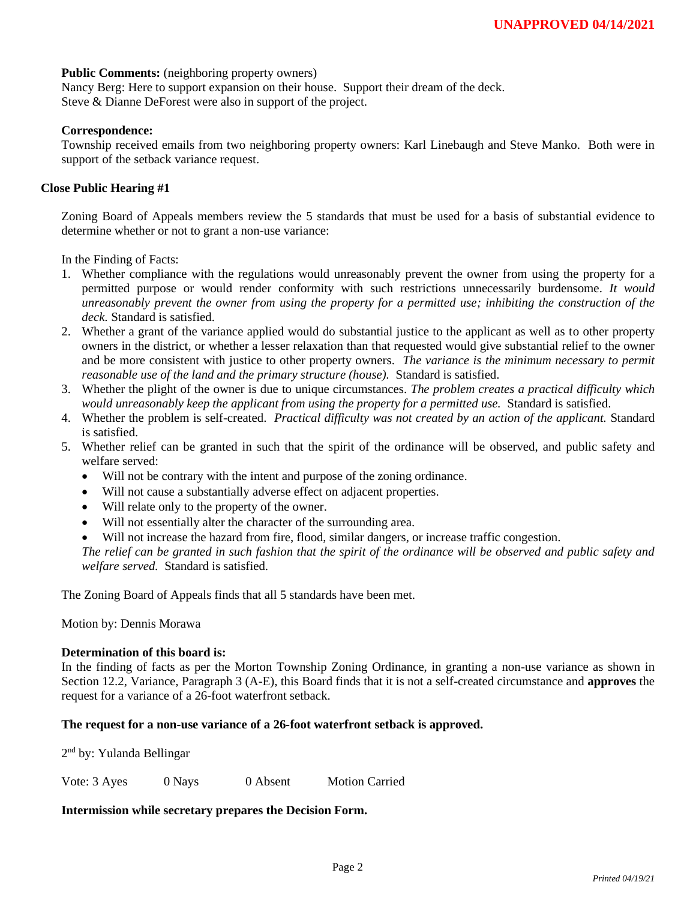**Public Comments:** (neighboring property owners)
Nancy Berg: Here to support expansion on their house. Support their dream of the deck.
Steve & Dianne DeForest were also in support of the project.

**Correspondence:**
Township received emails from two neighboring property owners: Karl Linebaugh and Steve Manko. Both were in support of the setback variance request.

**Close Public Hearing #1**

Zoning Board of Appeals members review the 5 standards that must be used for a basis of substantial evidence to determine whether or not to grant a non-use variance:

In the Finding of Facts:

1. Whether compliance with the regulations would unreasonably prevent the owner from using the property for a permitted purpose or would render conformity with such restrictions unnecessarily burdensome. *It would unreasonably prevent the owner from using the property for a permitted use; inhibiting the construction of the deck.* Standard is satisfied.
2. Whether a grant of the variance applied would do substantial justice to the applicant as well as to other property owners in the district, or whether a lesser relaxation than that requested would give substantial relief to the owner and be more consistent with justice to other property owners. *The variance is the minimum necessary to permit reasonable use of the land and the primary structure (house).* Standard is satisfied.
3. Whether the plight of the owner is due to unique circumstances. *The problem creates a practical difficulty which would unreasonably keep the applicant from using the property for a permitted use.* Standard is satisfied.
4. Whether the problem is self-created. *Practical difficulty was not created by an action of the applicant.* Standard is satisfied.
5. Whether relief can be granted in such that the spirit of the ordinance will be observed, and public safety and welfare served:
   - Will not be contrary with the intent and purpose of the zoning ordinance.
   - Will not cause a substantially adverse effect on adjacent properties.
   - Will relate only to the property of the owner.
   - Will not essentially alter the character of the surrounding area.
   - Will not increase the hazard from fire, flood, similar dangers, or increase traffic congestion.

   *The relief can be granted in such fashion that the spirit of the ordinance will be observed and public safety and welfare served.* Standard is satisfied.

The Zoning Board of Appeals finds that all 5 standards have been met.

Motion by: Dennis Morawa

**Determination of this board is:**
In the finding of facts as per the Morton Township Zoning Ordinance, in granting a non-use variance as shown in Section 12.2, Variance, Paragraph 3 (A-E), this Board finds that it is not a self-created circumstance and **approves** the request for a variance of a 26-foot waterfront setback.

**The request for a non-use variance of a 26-foot waterfront setback is approved.**

2nd by: Yulanda Bellingar

Vote: 3 Ayes  0 Nays  0 Absent  Motion Carried

**Intermission while secretary prepares the Decision Form.**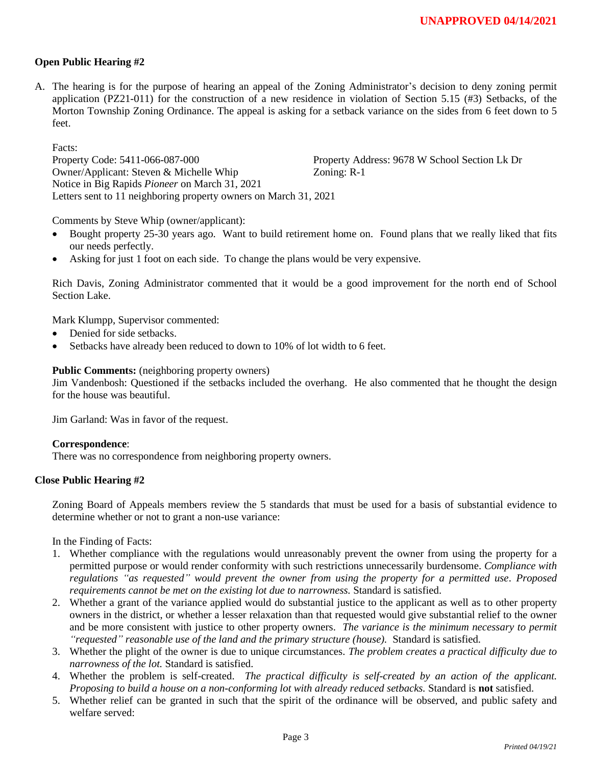**UNAPPROVED 04/14/2021**

**Open Public Hearing #2**

A. The hearing is for the purpose of hearing an appeal of the Zoning Administrator's decision to deny zoning permit application (PZ21-011) for the construction of a new residence in violation of Section 5.15 (#3) Setbacks, of the Morton Township Zoning Ordinance. The appeal is asking for a setback variance on the sides from 6 feet down to 5 feet.

   Facts:
   Property Code: 5411-066-087-000 Property Address: 9678 W School Section Lk Dr
   Owner/Applicant: Steven & Michelle Whip Zoning: R-1
   Notice in Big Rapids *Pioneer* on March 31, 2021
   Letters sent to 11 neighboring property owners on March 31, 2021

   Comments by Steve Whip (owner/applicant):
   - Bought property 25-30 years ago. Want to build retirement home on. Found plans that we really liked that fits our needs perfectly.
   - Asking for just 1 foot on each side. To change the plans would be very expensive.

   Rich Davis, Zoning Administrator commented that it would be a good improvement for the north end of School Section Lake.

   Mark Klumpp, Supervisor commented:
   - Denied for side setbacks.
   - Setbacks have already been reduced to down to 10% of lot width to 6 feet.

   **Public Comments:** (neighboring property owners)
   Jim Vandenbosh: Questioned if the setbacks included the overhang. He also commented that he thought the design for the house was beautiful.

   Jim Garland: Was in favor of the request.

   **Correspondence**:
   There was no correspondence from neighboring property owners.

**Close Public Hearing #2**

Zoning Board of Appeals members review the 5 standards that must be used for a basis of substantial evidence to determine whether or not to grant a non-use variance:

In the Finding of Facts:

1. Whether compliance with the regulations would unreasonably prevent the owner from using the property for a permitted purpose or would render conformity with such restrictions unnecessarily burdensome. *Compliance with regulations "as requested" would prevent the owner from using the property for a permitted use. Proposed requirements cannot be met on the existing lot due to narrowness.* Standard is satisfied.
2. Whether a grant of the variance applied would do substantial justice to the applicant as well as to other property owners in the district, or whether a lesser relaxation than that requested would give substantial relief to the owner and be more consistent with justice to other property owners. *The variance is the minimum necessary to permit "requested" reasonable use of the land and the primary structure (house).* Standard is satisfied.
3. Whether the plight of the owner is due to unique circumstances. *The problem creates a practical difficulty due to narrowness of the lot.* Standard is satisfied.
4. Whether the problem is self-created. *The practical difficulty is self-created by an action of the applicant. Proposing to build a house on a non-conforming lot with already reduced setbacks.* Standard is **not** satisfied.
5. Whether relief can be granted in such that the spirit of the ordinance will be observed, and public safety and welfare served:

*Printed 04/19/21*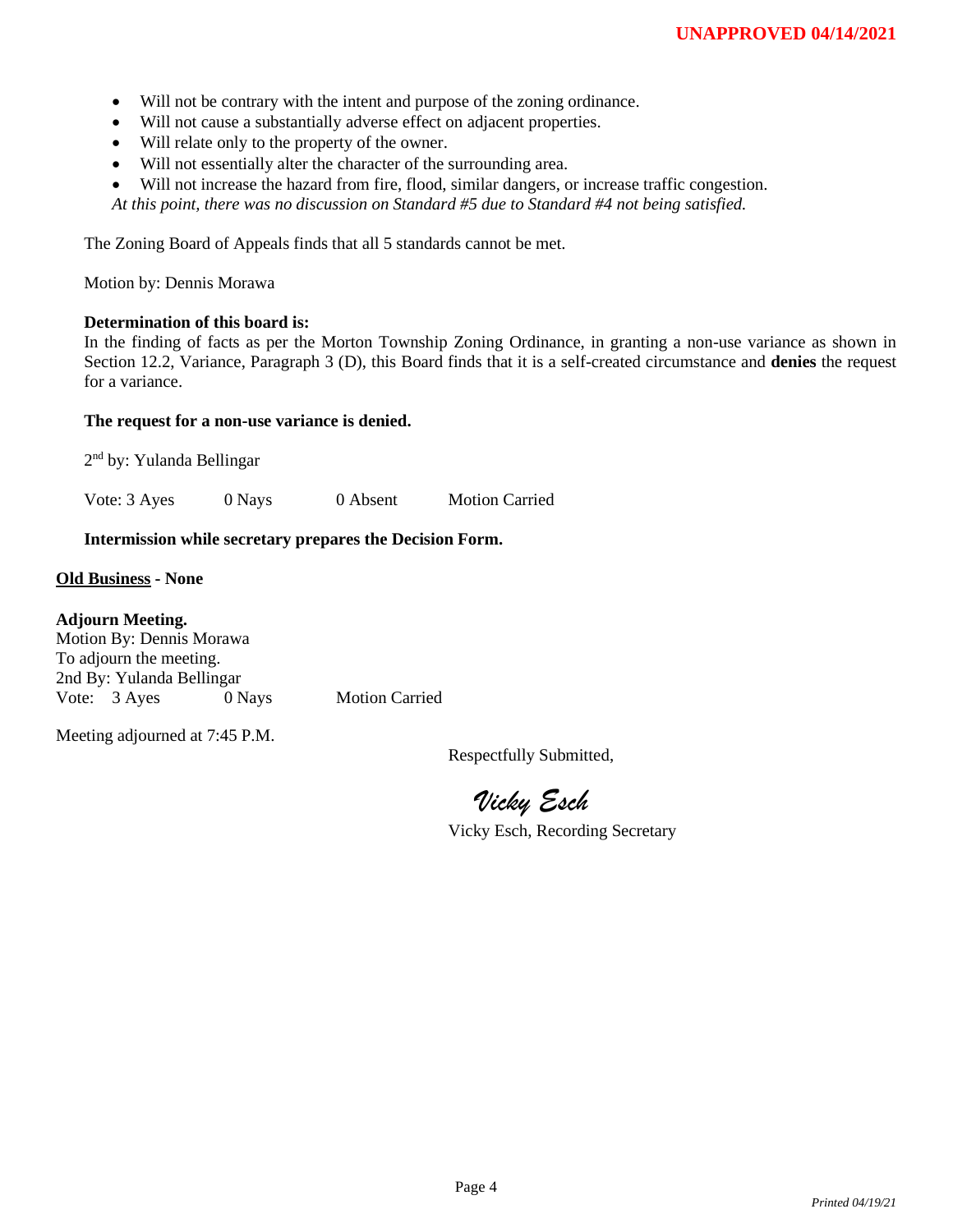- Will not be contrary with the intent and purpose of the zoning ordinance.
- Will not cause a substantially adverse effect on adjacent properties.
- Will relate only to the property of the owner.
- Will not essentially alter the character of the surrounding area.
- Will not increase the hazard from fire, flood, similar dangers, or increase traffic congestion.

*At this point, there was no discussion on Standard #5 due to Standard #4 not being satisfied.*

The Zoning Board of Appeals finds that all 5 standards cannot be met.

Motion by: Dennis Morawa

**Determination of this board is:**
In the finding of facts as per the Morton Township Zoning Ordinance, in granting a non-use variance as shown in Section 12.2, Variance, Paragraph 3 (D), this Board finds that it is a self-created circumstance and **denies** the request for a variance.

**The request for a non-use variance is denied.**

2nd by: Yulanda Bellingar

Vote: 3 Ayes    0 Nays    0 Absent    Motion Carried

**Intermission while secretary prepares the Decision Form.**

**Old Business - None**

**Adjourn Meeting.**
Motion By: Dennis Morawa
To adjourn the meeting.
2nd By: Yulanda Bellingar
Vote: 3 Ayes    0 Nays    Motion Carried

Meeting adjourned at 7:45 P.M.

Respectfully Submitted,

*Vicky Esch*

Vicky Esch, Recording Secretary